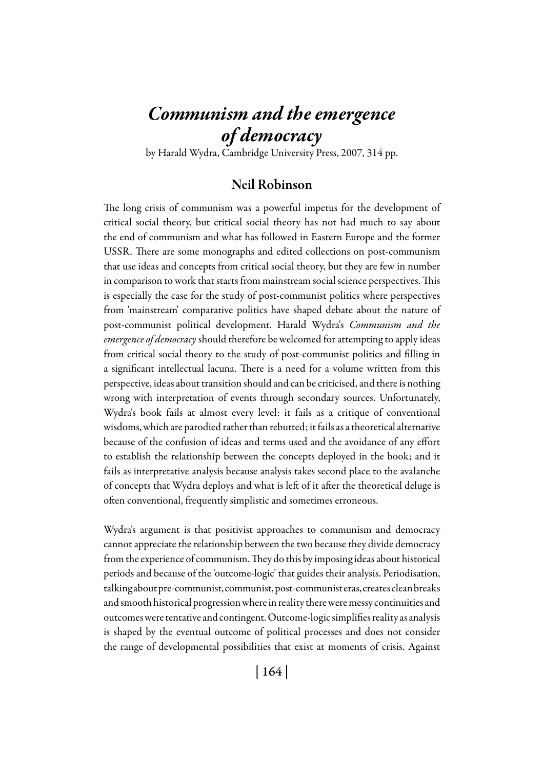# *Communism and the emergence of democracy*

by Harald Wydra, Cambridge University Press, 2007, 314 pp.

## Neil Robinson

The long crisis of communism was a powerful impetus for the development of critical social theory, but critical social theory has not had much to say about the end of communism and what has followed in Eastern Europe and the former USSR. There are some monographs and edited collections on post-communism that use ideas and concepts from critical social theory, but they are few in number in comparison to work that starts from mainstream social science perspectives. This is especially the case for the study of post-communist politics where perspectives from 'mainstream' comparative politics have shaped debate about the nature of post-communist political development. Harald Wydra's *Communism and the emergence of democracy* should therefore be welcomed for attempting to apply ideas from critical social theory to the study of post-communist politics and filling in a significant intellectual lacuna. There is a need for a volume written from this perspective, ideas about transition should and can be criticised, and there is nothing wrong with interpretation of events through secondary sources. Unfortunately, Wydra's book fails at almost every level: it fails as a critique of conventional wisdoms, which are parodied rather than rebutted; it fails as a theoretical alternative because of the confusion of ideas and terms used and the avoidance of any effort to establish the relationship between the concepts deployed in the book; and it fails as interpretative analysis because analysis takes second place to the avalanche of concepts that Wydra deploys and what is left of it after the theoretical deluge is often conventional, frequently simplistic and sometimes erroneous.

Wydra's argument is that positivist approaches to communism and democracy cannot appreciate the relationship between the two because they divide democracy from the experience of communism. They do this by imposing ideas about historical periods and because of the 'outcome-logic' that guides their analysis. Periodisation, talking about pre-communist, communist, post-communist eras, creates clean breaks and smooth historical progression where in reality there were messy continuities and outcomes were tentative and contingent. Outcome-logic simplifies reality as analysis is shaped by the eventual outcome of political processes and does not consider the range of developmental possibilities that exist at moments of crisis. Against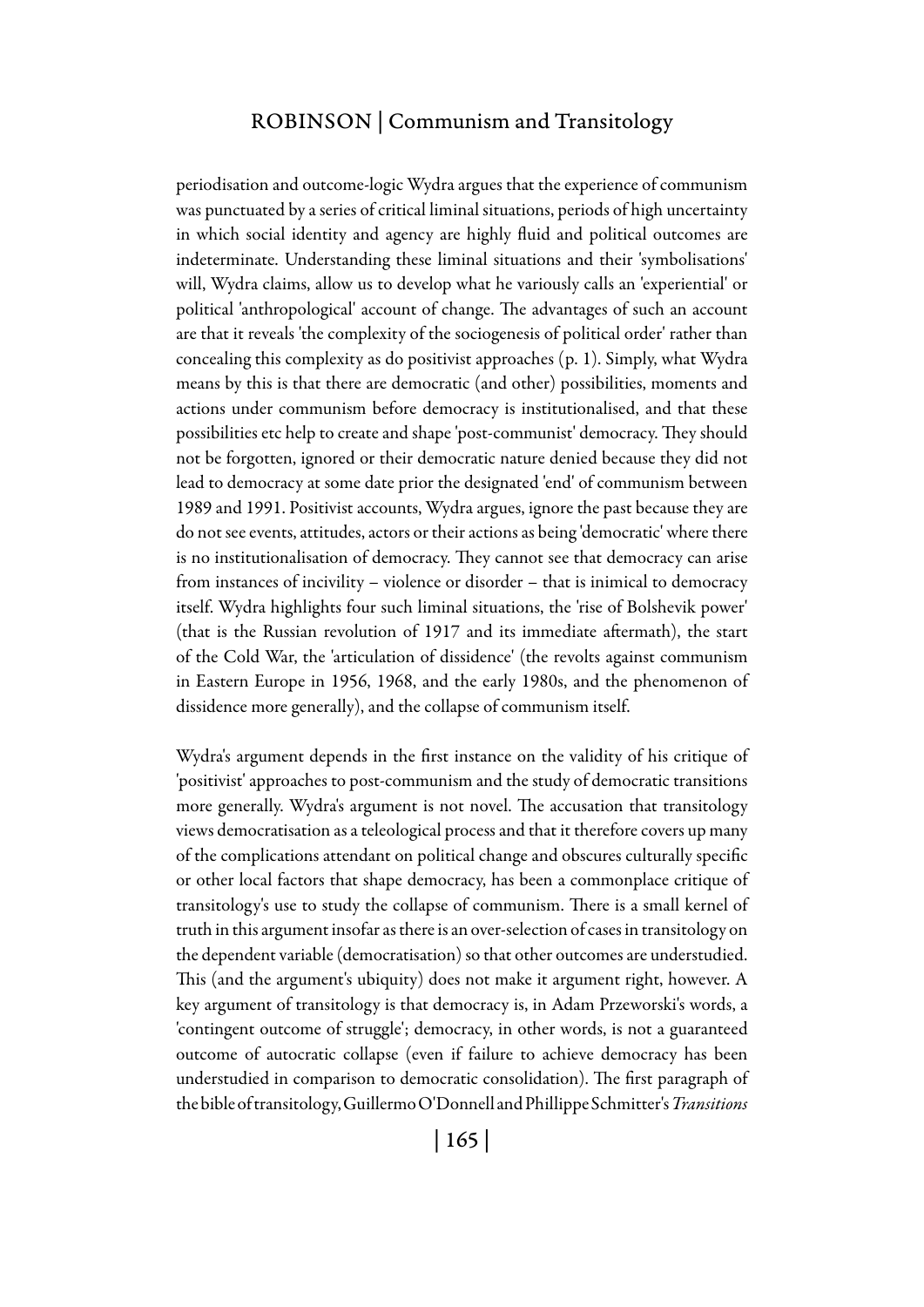periodisation and outcome-logic Wydra argues that the experience of communism was punctuated by a series of critical liminal situations, periods of high uncertainty in which social identity and agency are highly fluid and political outcomes are indeterminate. Understanding these liminal situations and their 'symbolisations' will, Wydra claims, allow us to develop what he variously calls an 'experiential' or political 'anthropological' account of change. The advantages of such an account are that it reveals 'the complexity of the sociogenesis of political order' rather than concealing this complexity as do positivist approaches (p. 1). Simply, what Wydra means by this is that there are democratic (and other) possibilities, moments and actions under communism before democracy is institutionalised, and that these possibilities etc help to create and shape 'post-communist' democracy. They should not be forgotten, ignored or their democratic nature denied because they did not lead to democracy at some date prior the designated 'end' of communism between 1989 and 1991. Positivist accounts, Wydra argues, ignore the past because they are do not see events, attitudes, actors or their actions as being 'democratic' where there is no institutionalisation of democracy. They cannot see that democracy can arise from instances of incivility – violence or disorder – that is inimical to democracy itself. Wydra highlights four such liminal situations, the 'rise of Bolshevik power' (that is the Russian revolution of 1917 and its immediate aftermath), the start of the Cold War, the 'articulation of dissidence' (the revolts against communism in Eastern Europe in 1956, 1968, and the early 1980s, and the phenomenon of dissidence more generally), and the collapse of communism itself.

Wydra's argument depends in the first instance on the validity of his critique of 'positivist' approaches to post-communism and the study of democratic transitions more generally. Wydra's argument is not novel. The accusation that transitology views democratisation as a teleological process and that it therefore covers up many of the complications attendant on political change and obscures culturally specific or other local factors that shape democracy, has been a commonplace critique of transitology's use to study the collapse of communism. There is a small kernel of truth in this argument insofar as there is an over-selection of cases in transitology on the dependent variable (democratisation) so that other outcomes are understudied. This (and the argument's ubiquity) does not make it argument right, however. A key argument of transitology is that democracy is, in Adam Przeworski's words, a 'contingent outcome of struggle'; democracy, in other words, is not a guaranteed outcome of autocratic collapse (even if failure to achieve democracy has been understudied in comparison to democratic consolidation). The first paragraph of the bible of transitology, Guillermo O'Donnell and Phillippe Schmitter's *Transitions*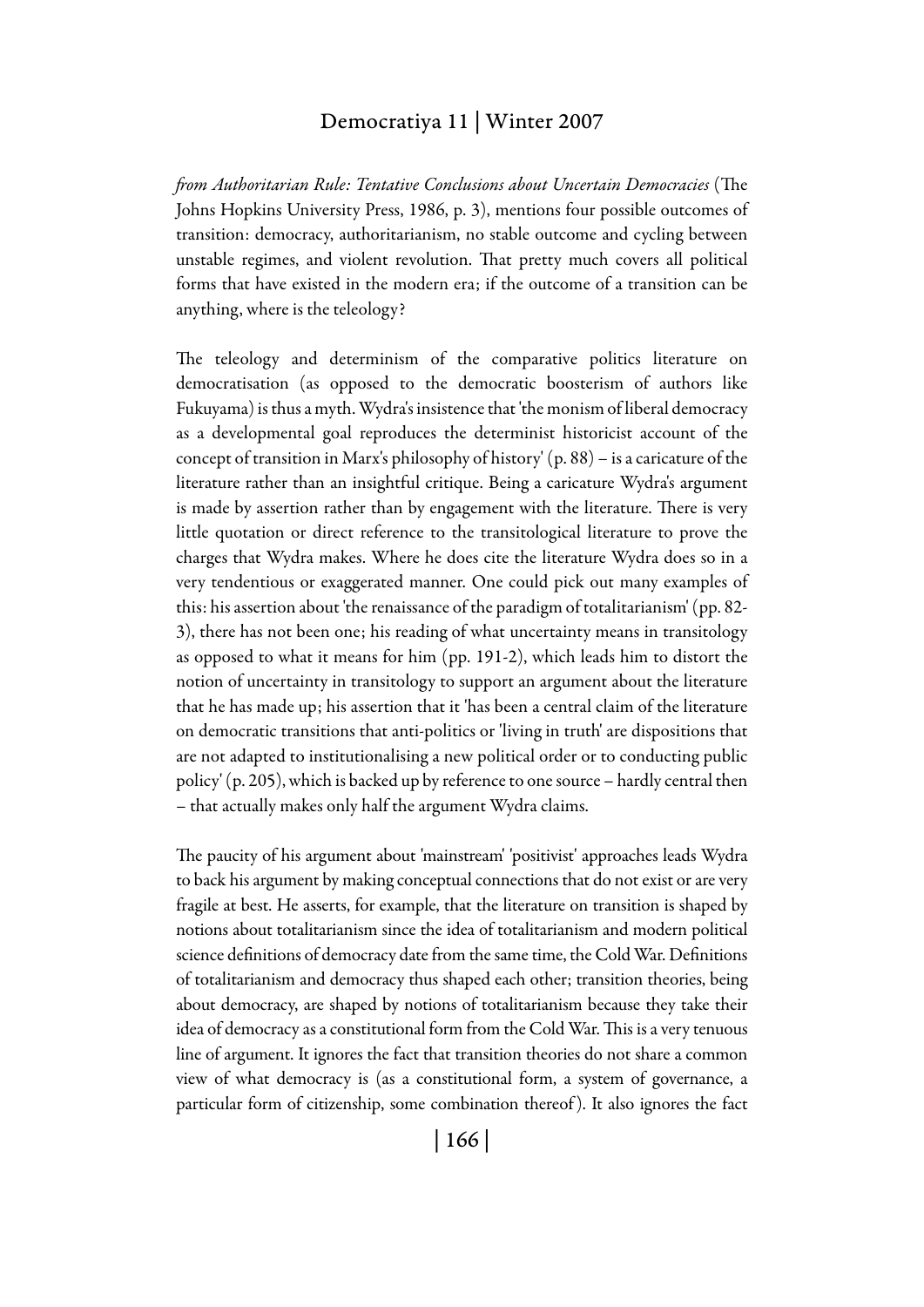*from Authoritarian Rule: Tentative Conclusions about Uncertain Democracies* (The Johns Hopkins University Press, 1986, p. 3), mentions four possible outcomes of transition: democracy, authoritarianism, no stable outcome and cycling between unstable regimes, and violent revolution. That pretty much covers all political forms that have existed in the modern era; if the outcome of a transition can be anything, where is the teleology?

The teleology and determinism of the comparative politics literature on democratisation (as opposed to the democratic boosterism of authors like Fukuyama) is thus a myth. Wydra's insistence that 'the monism of liberal democracy as a developmental goal reproduces the determinist historicist account of the concept of transition in Marx's philosophy of history' (p. 88) – is a caricature of the literature rather than an insightful critique. Being a caricature Wydra's argument is made by assertion rather than by engagement with the literature. There is very little quotation or direct reference to the transitological literature to prove the charges that Wydra makes. Where he does cite the literature Wydra does so in a very tendentious or exaggerated manner. One could pick out many examples of this: his assertion about 'the renaissance of the paradigm of totalitarianism' (pp. 82-3), there has not been one; his reading of what uncertainty means in transitology as opposed to what it means for him (pp. 191-2), which leads him to distort the notion of uncertainty in transitology to support an argument about the literature that he has made up; his assertion that it 'has been a central claim of the literature on democratic transitions that anti-politics or 'living in truth' are dispositions that are not adapted to institutionalising a new political order or to conducting public policy' (p. 205), which is backed up by reference to one source – hardly central then – that actually makes only half the argument Wydra claims.

The paucity of his argument about 'mainstream' 'positivist' approaches leads Wydra to back his argument by making conceptual connections that do not exist or are very fragile at best. He asserts, for example, that the literature on transition is shaped by notions about totalitarianism since the idea of totalitarianism and modern political science definitions of democracy date from the same time, the Cold War. Definitions of totalitarianism and democracy thus shaped each other; transition theories, being about democracy, are shaped by notions of totalitarianism because they take their idea of democracy as a constitutional form from the Cold War. This is a very tenuous line of argument. It ignores the fact that transition theories do not share a common view of what democracy is (as a constitutional form, a system of governance, a particular form of citizenship, some combination thereof). It also ignores the fact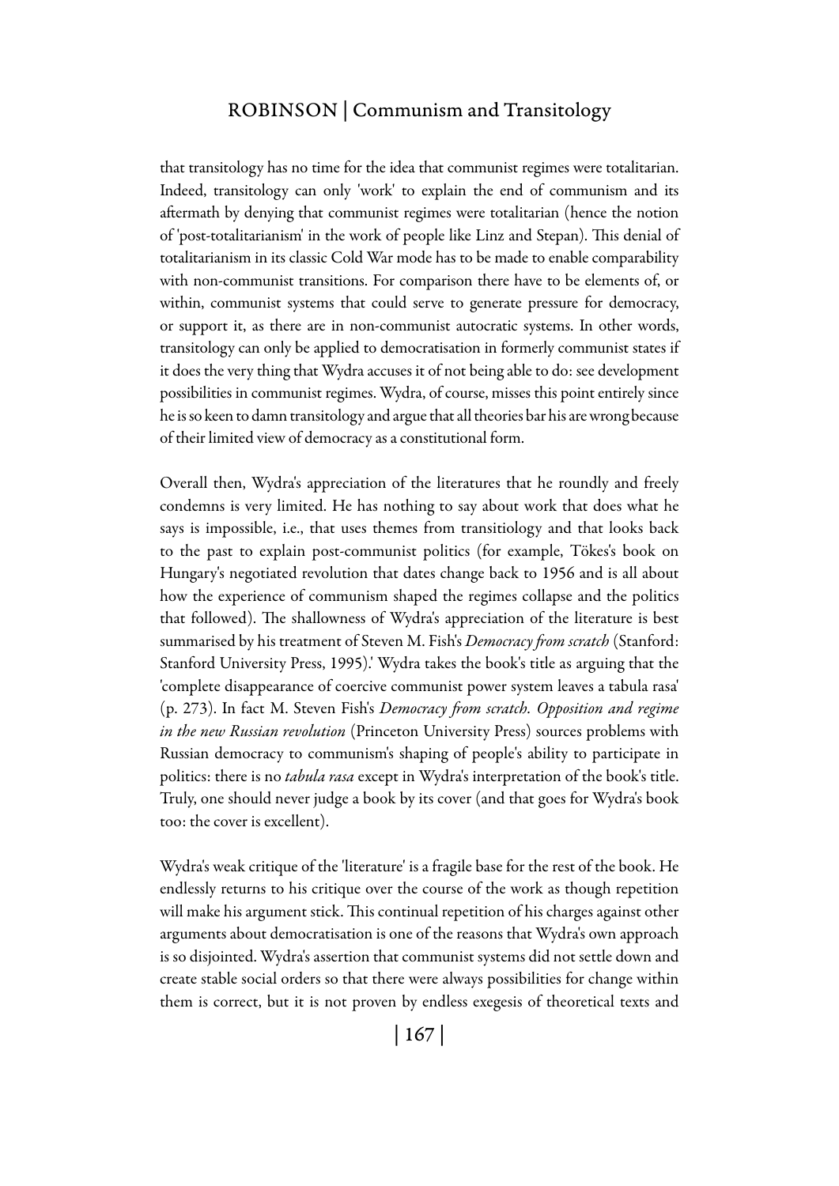that transitology has no time for the idea that communist regimes were totalitarian. Indeed, transitology can only 'work' to explain the end of communism and its aftermath by denying that communist regimes were totalitarian (hence the notion of 'post-totalitarianism' in the work of people like Linz and Stepan). This denial of totalitarianism in its classic Cold War mode has to be made to enable comparability with non-communist transitions. For comparison there have to be elements of, or within, communist systems that could serve to generate pressure for democracy, or support it, as there are in non-communist autocratic systems. In other words, transitology can only be applied to democratisation in formerly communist states if it does the very thing that Wydra accuses it of not being able to do: see development possibilities in communist regimes. Wydra, of course, misses this point entirely since he is so keen to damn transitology and argue that all theories bar his are wrong because of their limited view of democracy as a constitutional form.

Overall then, Wydra's appreciation of the literatures that he roundly and freely condemns is very limited. He has nothing to say about work that does what he says is impossible, i.e., that uses themes from transitiology and that looks back to the past to explain post-communist politics (for example, Tökes's book on Hungary's negotiated revolution that dates change back to 1956 and is all about how the experience of communism shaped the regimes collapse and the politics that followed). The shallowness of Wydra's appreciation of the literature is best summarised by his treatment of Steven M. Fish's *Democracy from scratch* (Stanford: Stanford University Press, 1995).' Wydra takes the book's title as arguing that the 'complete disappearance of coercive communist power system leaves a tabula rasa' (p. 273). In fact M. Steven Fish's *Democracy from scratch. Opposition and regime in the new Russian revolution* (Princeton University Press) sources problems with Russian democracy to communism's shaping of people's ability to participate in politics: there is no *tabula rasa* except in Wydra's interpretation of the book's title. Truly, one should never judge a book by its cover (and that goes for Wydra's book too: the cover is excellent).

Wydra's weak critique of the 'literature' is a fragile base for the rest of the book. He endlessly returns to his critique over the course of the work as though repetition will make his argument stick. This continual repetition of his charges against other arguments about democratisation is one of the reasons that Wydra's own approach is so disjointed. Wydra's assertion that communist systems did not settle down and create stable social orders so that there were always possibilities for change within them is correct, but it is not proven by endless exegesis of theoretical texts and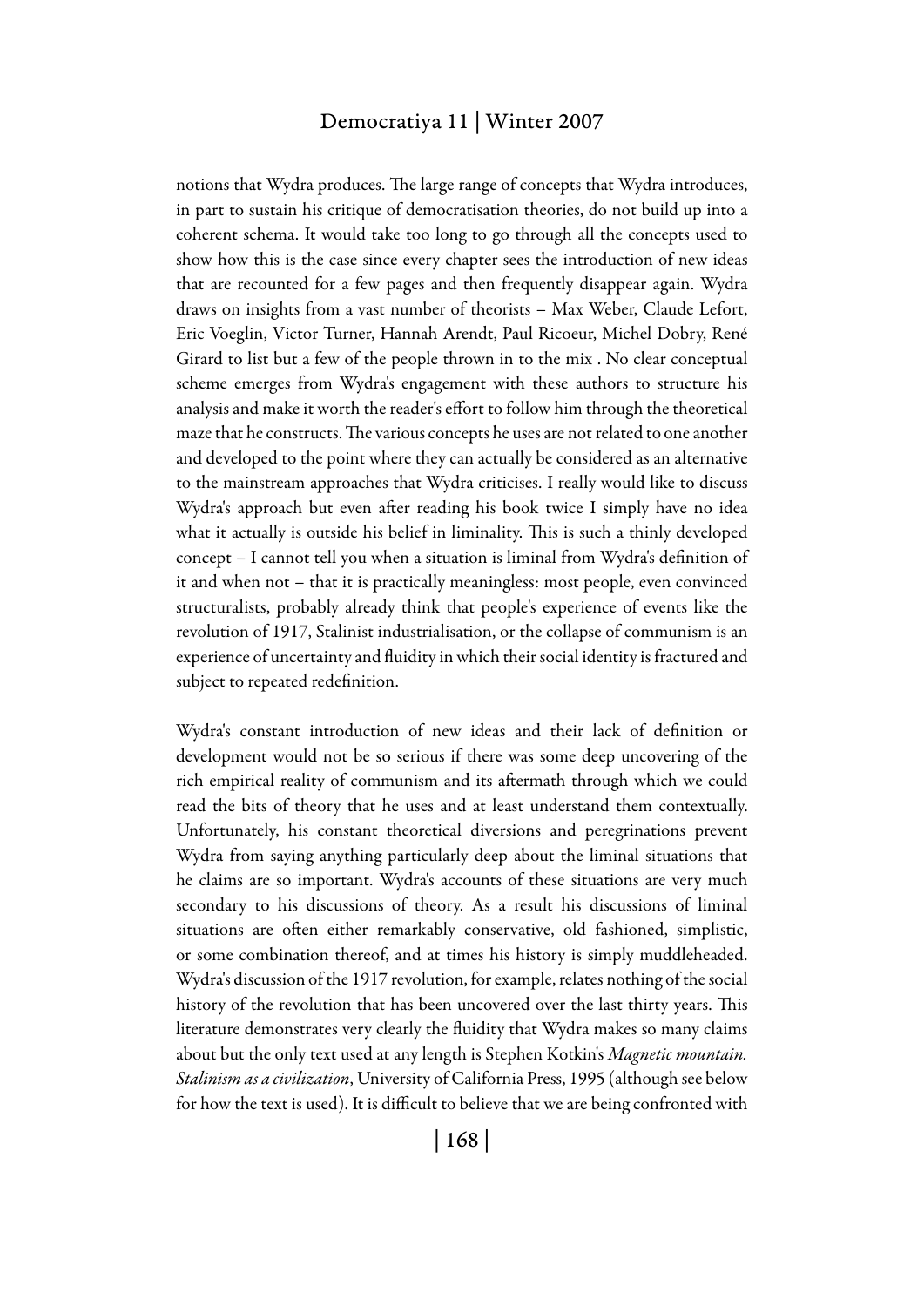notions that Wydra produces. The large range of concepts that Wydra introduces, in part to sustain his critique of democratisation theories, do not build up into a coherent schema. It would take too long to go through all the concepts used to show how this is the case since every chapter sees the introduction of new ideas that are recounted for a few pages and then frequently disappear again. Wydra draws on insights from a vast number of theorists – Max Weber, Claude Lefort, Eric Voeglin, Victor Turner, Hannah Arendt, Paul Ricoeur, Michel Dobry, René Girard to list but a few of the people thrown in to the mix . No clear conceptual scheme emerges from Wydra's engagement with these authors to structure his analysis and make it worth the reader's effort to follow him through the theoretical maze that he constructs. The various concepts he uses are not related to one another and developed to the point where they can actually be considered as an alternative to the mainstream approaches that Wydra criticises. I really would like to discuss Wydra's approach but even after reading his book twice I simply have no idea what it actually is outside his belief in liminality. This is such a thinly developed concept – I cannot tell you when a situation is liminal from Wydra's definition of it and when not – that it is practically meaningless: most people, even convinced structuralists, probably already think that people's experience of events like the revolution of 1917, Stalinist industrialisation, or the collapse of communism is an experience of uncertainty and fluidity in which their social identity is fractured and subject to repeated redefinition.

Wydra's constant introduction of new ideas and their lack of definition or development would not be so serious if there was some deep uncovering of the rich empirical reality of communism and its aftermath through which we could read the bits of theory that he uses and at least understand them contextually. Unfortunately, his constant theoretical diversions and peregrinations prevent Wydra from saying anything particularly deep about the liminal situations that he claims are so important. Wydra's accounts of these situations are very much secondary to his discussions of theory. As a result his discussions of liminal situations are often either remarkably conservative, old fashioned, simplistic, or some combination thereof, and at times his history is simply muddleheaded. Wydra's discussion of the 1917 revolution, for example, relates nothing of the social history of the revolution that has been uncovered over the last thirty years. This literature demonstrates very clearly the fluidity that Wydra makes so many claims about but the only text used at any length is Stephen Kotkin's *Magnetic mountain. Stalinism as a civilization*, University of California Press, 1995 (although see below for how the text is used). It is difficult to believe that we are being confronted with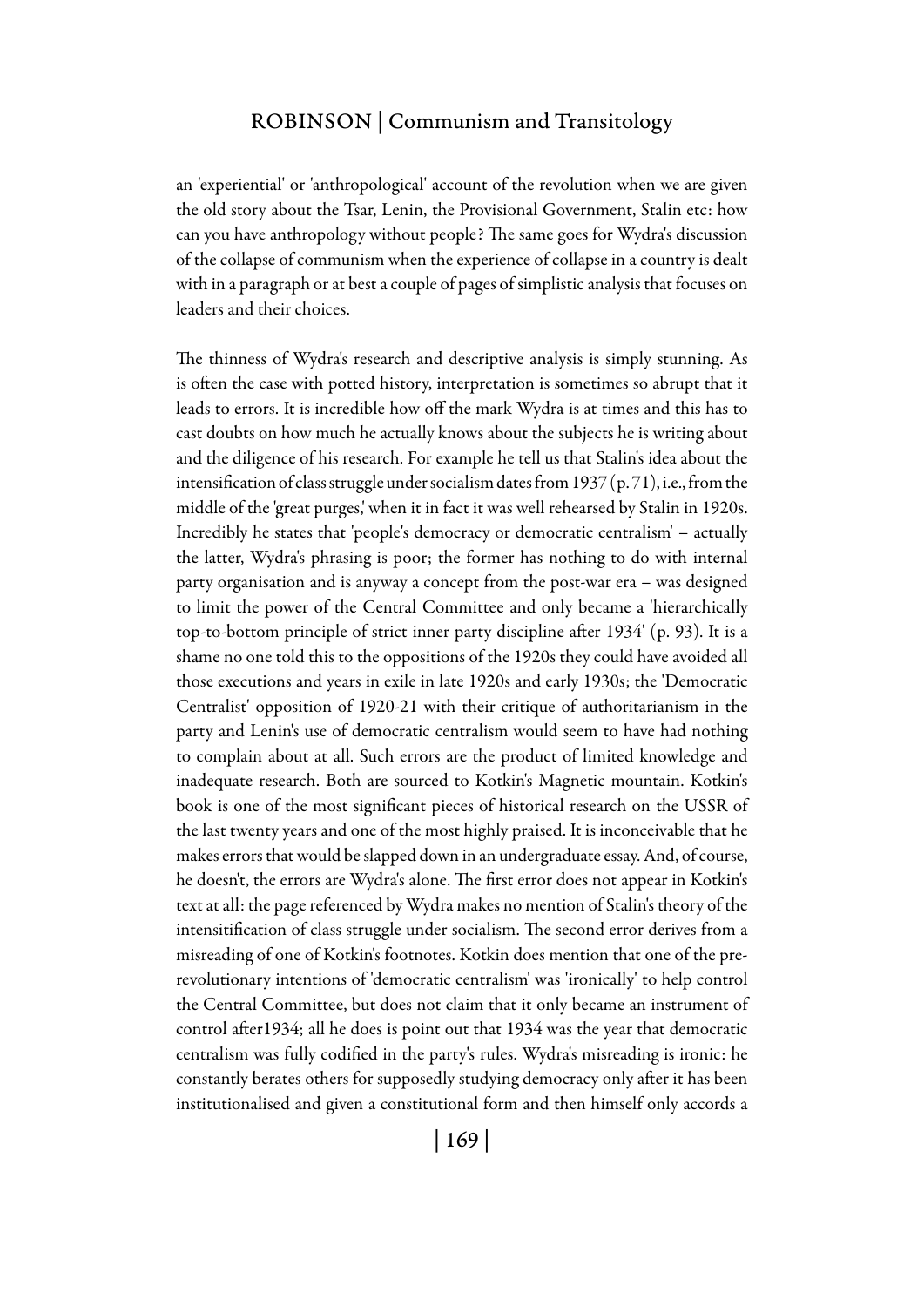an 'experiential' or 'anthropological' account of the revolution when we are given the old story about the Tsar, Lenin, the Provisional Government, Stalin etc: how can you have anthropology without people? The same goes for Wydra's discussion of the collapse of communism when the experience of collapse in a country is dealt with in a paragraph or at best a couple of pages of simplistic analysis that focuses on leaders and their choices.

The thinness of Wydra's research and descriptive analysis is simply stunning. As is often the case with potted history, interpretation is sometimes so abrupt that it leads to errors. It is incredible how off the mark Wydra is at times and this has to cast doubts on how much he actually knows about the subjects he is writing about and the diligence of his research. For example he tell us that Stalin's idea about the intensification of class struggle under socialism dates from 1937 (p. 71), i.e., from the middle of the 'great purges,' when it in fact it was well rehearsed by Stalin in 1920s. Incredibly he states that 'people's democracy or democratic centralism' – actually the latter, Wydra's phrasing is poor; the former has nothing to do with internal party organisation and is anyway a concept from the post-war era – was designed to limit the power of the Central Committee and only became a 'hierarchically top-to-bottom principle of strict inner party discipline after 1934' (p. 93). It is a shame no one told this to the oppositions of the 1920s they could have avoided all those executions and years in exile in late 1920s and early 1930s; the 'Democratic Centralist' opposition of 1920-21 with their critique of authoritarianism in the party and Lenin's use of democratic centralism would seem to have had nothing to complain about at all. Such errors are the product of limited knowledge and inadequate research. Both are sourced to Kotkin's Magnetic mountain. Kotkin's book is one of the most significant pieces of historical research on the USSR of the last twenty years and one of the most highly praised. It is inconceivable that he makes errors that would be slapped down in an undergraduate essay. And, of course, he doesn't, the errors are Wydra's alone. The first error does not appear in Kotkin's text at all: the page referenced by Wydra makes no mention of Stalin's theory of the intensitification of class struggle under socialism. The second error derives from a misreading of one of Kotkin's footnotes. Kotkin does mention that one of the pre-revolutionary intentions of 'democratic centralism' was 'ironically' to help control the Central Committee, but does not claim that it only became an instrument of control after1934; all he does is point out that 1934 was the year that democratic centralism was fully codified in the party's rules. Wydra's misreading is ironic: he constantly berates others for supposedly studying democracy only after it has been institutionalised and given a constitutional form and then himself only accords a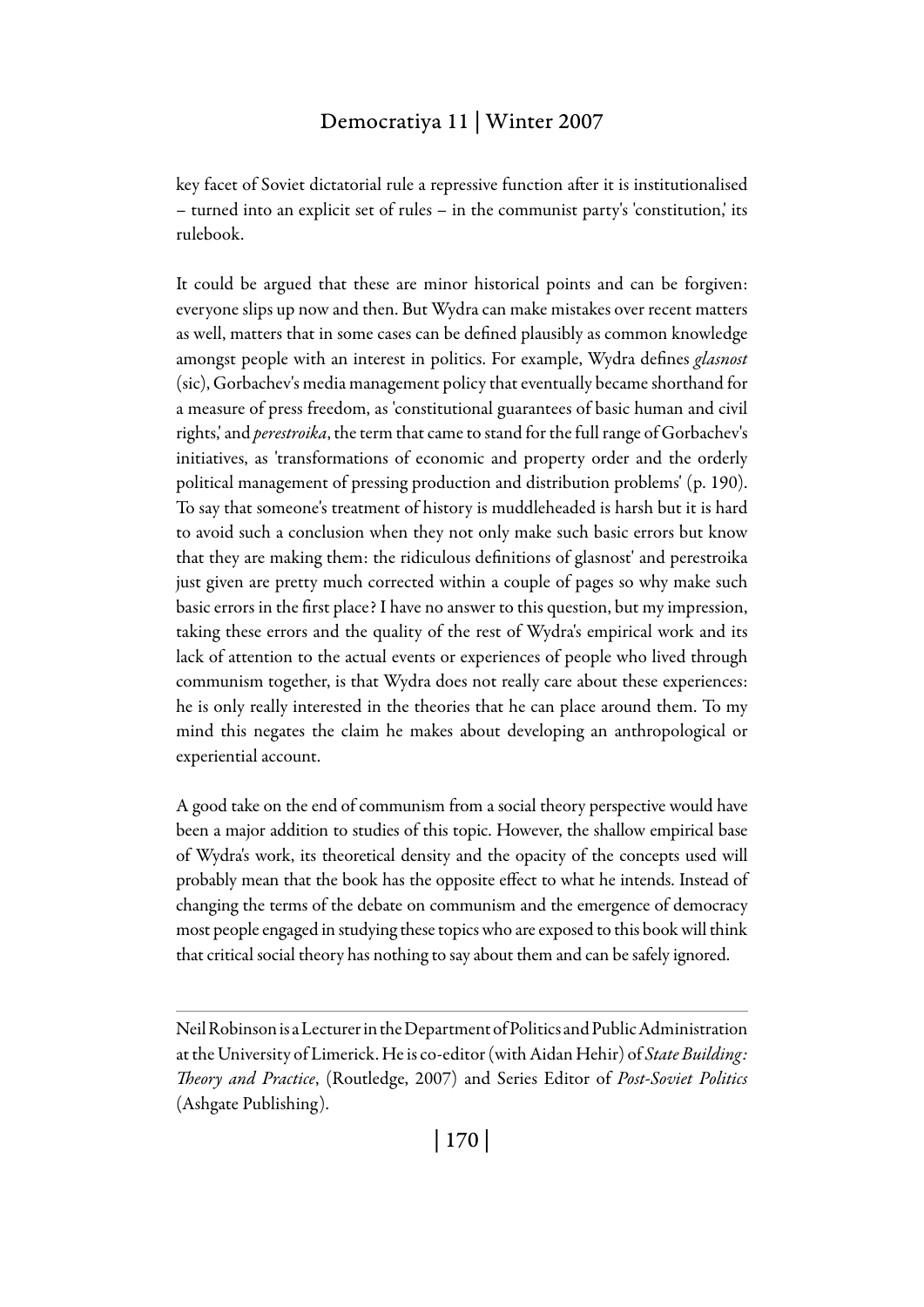key facet of Soviet dictatorial rule a repressive function after it is institutionalised – turned into an explicit set of rules – in the communist party's 'constitution,' its rulebook.

It could be argued that these are minor historical points and can be forgiven: everyone slips up now and then. But Wydra can make mistakes over recent matters as well, matters that in some cases can be defined plausibly as common knowledge amongst people with an interest in politics. For example, Wydra defines *glasnost* (sic), Gorbachev's media management policy that eventually became shorthand for a measure of press freedom, as 'constitutional guarantees of basic human and civil rights,' and *perestroika*, the term that came to stand for the full range of Gorbachev's initiatives, as 'transformations of economic and property order and the orderly political management of pressing production and distribution problems' (p. 190). To say that someone's treatment of history is muddleheaded is harsh but it is hard to avoid such a conclusion when they not only make such basic errors but know that they are making them: the ridiculous definitions of glasnost' and perestroika just given are pretty much corrected within a couple of pages so why make such basic errors in the first place? I have no answer to this question, but my impression, taking these errors and the quality of the rest of Wydra's empirical work and its lack of attention to the actual events or experiences of people who lived through communism together, is that Wydra does not really care about these experiences: he is only really interested in the theories that he can place around them. To my mind this negates the claim he makes about developing an anthropological or experiential account.

A good take on the end of communism from a social theory perspective would have been a major addition to studies of this topic. However, the shallow empirical base of Wydra's work, its theoretical density and the opacity of the concepts used will probably mean that the book has the opposite effect to what he intends. Instead of changing the terms of the debate on communism and the emergence of democracy most people engaged in studying these topics who are exposed to this book will think that critical social theory has nothing to say about them and can be safely ignored.

---

Neil Robinson is a Lecturer in the Department of Politics and Public Administration at the University of Limerick. He is co-editor (with Aidan Hehir) of *State Building: Theory and Practice*, (Routledge, 2007) and Series Editor of *Post-Soviet Politics* (Ashgate Publishing).